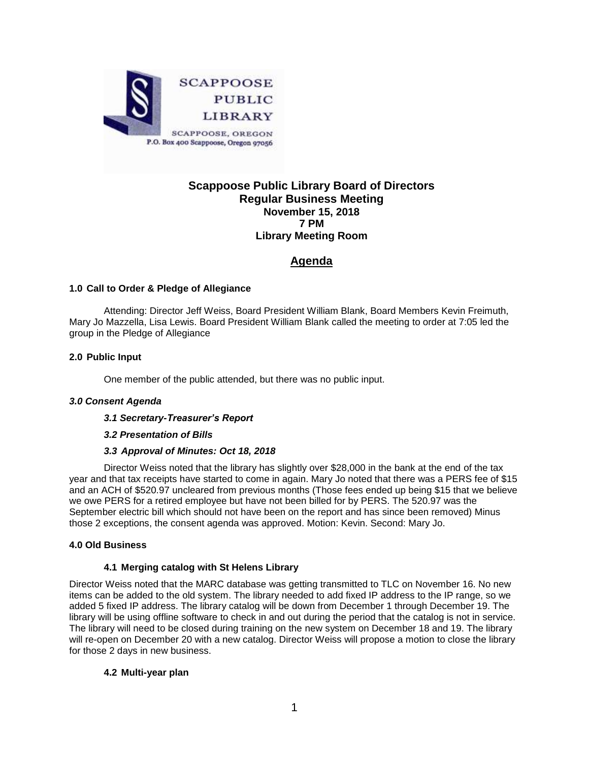SCAPPOOSE PUBLIC LIBRARY

SCAPPOOSE, OREGON
P.O. Box 400 Scappoose, Oregon 97056

# Scappoose Public Library Board of Directors
## Regular Business Meeting
**November 15, 2018**
**7 PM**
**Library Meeting Room**

## Agenda

### 1.0 Call to Order & Pledge of Allegiance

Attending: Director Jeff Weiss, Board President William Blank, Board Members Kevin Freimuth, Mary Jo Mazzella, Lisa Lewis. Board President William Blank called the meeting to order at 7:05 led the group in the Pledge of Allegiance

### 2.0 Public Input

One member of the public attended, but there was no public input.

### *3.0 Consent Agenda*

#### *3.1 Secretary-Treasurer's Report*

#### *3.2 Presentation of Bills*

#### *3.3 Approval of Minutes: Oct 18, 2018*

Director Weiss noted that the library has slightly over $28,000 in the bank at the end of the tax year and that tax receipts have started to come in again. Mary Jo noted that there was a PERS fee of $15 and an ACH of $520.97 uncleared from previous months (Those fees ended up being $15 that we believe we owe PERS for a retired employee but have not been billed for by PERS. The 520.97 was the September electric bill which should not have been on the report and has since been removed) Minus those 2 exceptions, the consent agenda was approved. Motion: Kevin. Second: Mary Jo.

### 4.0 Old Business

#### 4.1 Merging catalog with St Helens Library

Director Weiss noted that the MARC database was getting transmitted to TLC on November 16. No new items can be added to the old system. The library needed to add fixed IP address to the IP range, so we added 5 fixed IP address. The library catalog will be down from December 1 through December 19. The library will be using offline software to check in and out during the period that the catalog is not in service. The library will need to be closed during training on the new system on December 18 and 19. The library will re-open on December 20 with a new catalog. Director Weiss will propose a motion to close the library for those 2 days in new business.

#### 4.2 Multi-year plan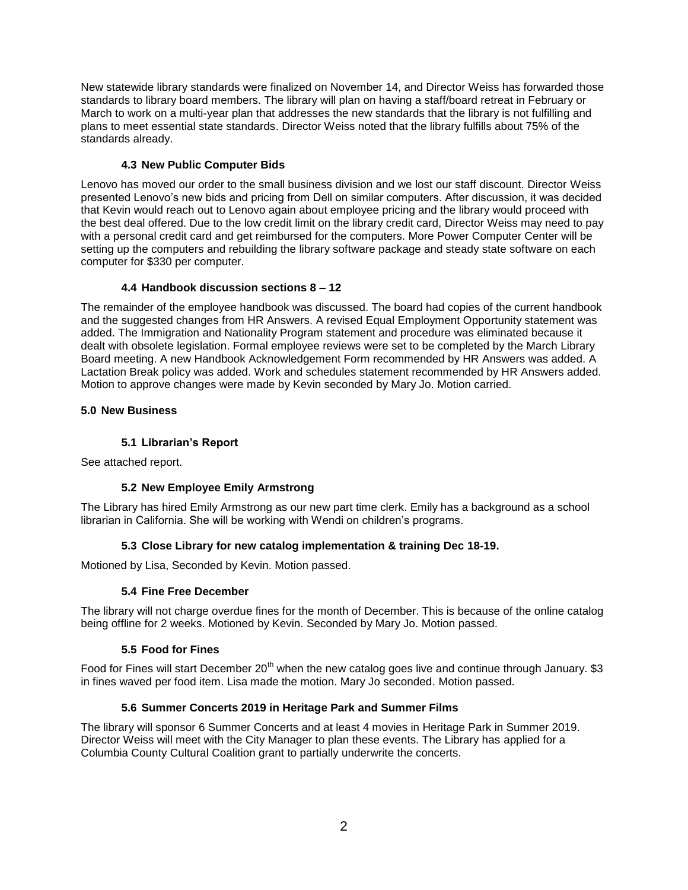New statewide library standards were finalized on November 14, and Director Weiss has forwarded those standards to library board members. The library will plan on having a staff/board retreat in February or March to work on a multi-year plan that addresses the new standards that the library is not fulfilling and plans to meet essential state standards. Director Weiss noted that the library fulfills about 75% of the standards already.

### 4.3 New Public Computer Bids

Lenovo has moved our order to the small business division and we lost our staff discount. Director Weiss presented Lenovo's new bids and pricing from Dell on similar computers. After discussion, it was decided that Kevin would reach out to Lenovo again about employee pricing and the library would proceed with the best deal offered. Due to the low credit limit on the library credit card, Director Weiss may need to pay with a personal credit card and get reimbursed for the computers. More Power Computer Center will be setting up the computers and rebuilding the library software package and steady state software on each computer for $330 per computer.

### 4.4 Handbook discussion sections 8 – 12

The remainder of the employee handbook was discussed. The board had copies of the current handbook and the suggested changes from HR Answers. A revised Equal Employment Opportunity statement was added. The Immigration and Nationality Program statement and procedure was eliminated because it dealt with obsolete legislation. Formal employee reviews were set to be completed by the March Library Board meeting. A new Handbook Acknowledgement Form recommended by HR Answers was added. A Lactation Break policy was added. Work and schedules statement recommended by HR Answers added. Motion to approve changes were made by Kevin seconded by Mary Jo. Motion carried.

## 5.0 New Business

### 5.1 Librarian's Report

See attached report.

### 5.2 New Employee Emily Armstrong

The Library has hired Emily Armstrong as our new part time clerk. Emily has a background as a school librarian in California. She will be working with Wendi on children's programs.

### 5.3 Close Library for new catalog implementation & training Dec 18-19.

Motioned by Lisa, Seconded by Kevin. Motion passed.

### 5.4 Fine Free December

The library will not charge overdue fines for the month of December. This is because of the online catalog being offline for 2 weeks. Motioned by Kevin. Seconded by Mary Jo. Motion passed.

### 5.5 Food for Fines

Food for Fines will start December 20th when the new catalog goes live and continue through January. $3 in fines waved per food item. Lisa made the motion. Mary Jo seconded. Motion passed.

### 5.6 Summer Concerts 2019 in Heritage Park and Summer Films

The library will sponsor 6 Summer Concerts and at least 4 movies in Heritage Park in Summer 2019. Director Weiss will meet with the City Manager to plan these events. The Library has applied for a Columbia County Cultural Coalition grant to partially underwrite the concerts.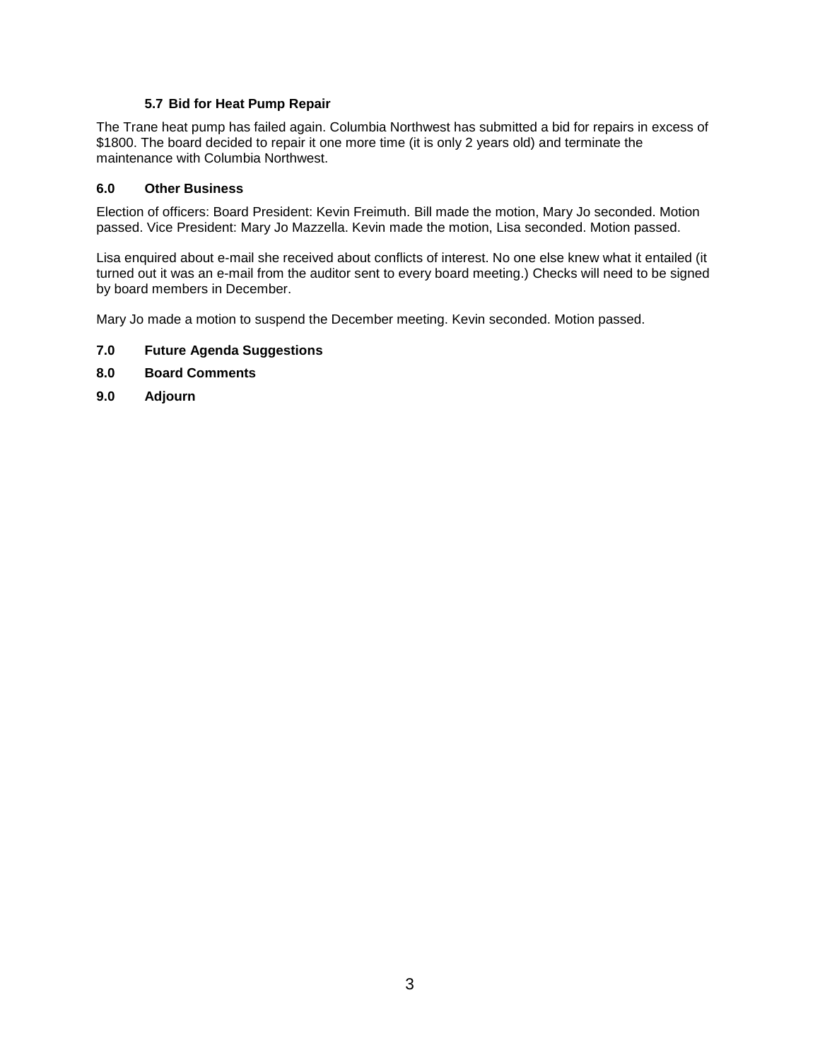### 5.7 Bid for Heat Pump Repair

The Trane heat pump has failed again. Columbia Northwest has submitted a bid for repairs in excess of $1800. The board decided to repair it one more time (it is only 2 years old) and terminate the maintenance with Columbia Northwest.

## 6.0 Other Business

Election of officers: Board President: Kevin Freimuth. Bill made the motion, Mary Jo seconded. Motion passed. Vice President: Mary Jo Mazzella. Kevin made the motion, Lisa seconded. Motion passed.

Lisa enquired about e-mail she received about conflicts of interest. No one else knew what it entailed (it turned out it was an e-mail from the auditor sent to every board meeting.) Checks will need to be signed by board members in December.

Mary Jo made a motion to suspend the December meeting. Kevin seconded. Motion passed.

## 7.0 Future Agenda Suggestions

## 8.0 Board Comments

## 9.0 Adjourn